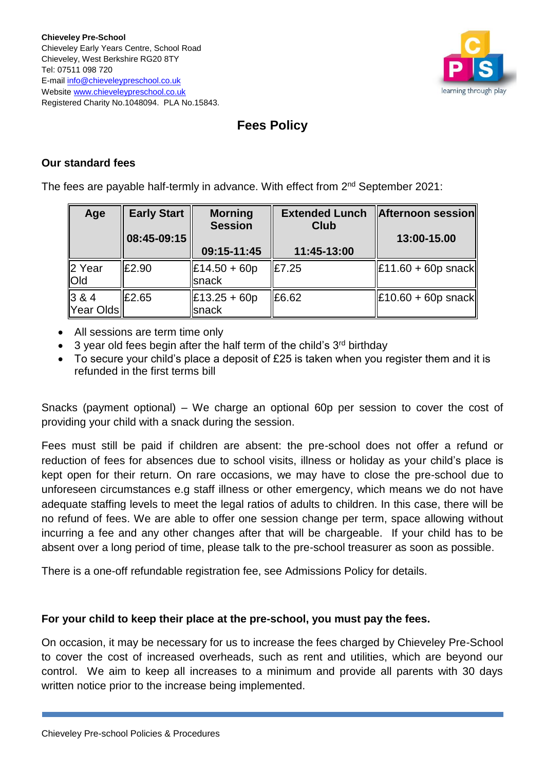**Chieveley Pre-School**
Chieveley Early Years Centre, School Road
Chieveley, West Berkshire RG20 8TY
Tel: 07511 098 720
E-mail info@chieveleypreschool.co.uk
Website www.chieveleypreschool.co.uk
Registered Charity No.1048094. PLA No.15843.

# Fees Policy

## Our standard fees

The fees are payable half-termly in advance. With effect from 2nd September 2021:

| Age | Early Start 08:45-09:15 | Morning Session 09:15-11:45 | Extended Lunch Club 11:45-13:00 | Afternoon session 13:00-15.00 |
|---|---|---|---|---|
| 2 Year Old | £2.90 | £14.50 + 60p snack | £7.25 | £11.60 + 60p snack |
| 3 & 4 Year Olds | £2.65 | £13.25 + 60p snack | £6.62 | £10.60 + 60p snack |

- All sessions are term time only
- 3 year old fees begin after the half term of the child's 3rd birthday
- To secure your child's place a deposit of £25 is taken when you register them and it is refunded in the first terms bill

Snacks (payment optional) – We charge an optional 60p per session to cover the cost of providing your child with a snack during the session.

Fees must still be paid if children are absent: the pre-school does not offer a refund or reduction of fees for absences due to school visits, illness or holiday as your child's place is kept open for their return. On rare occasions, we may have to close the pre-school due to unforeseen circumstances e.g staff illness or other emergency, which means we do not have adequate staffing levels to meet the legal ratios of adults to children. In this case, there will be no refund of fees. We are able to offer one session change per term, space allowing without incurring a fee and any other changes after that will be chargeable. If your child has to be absent over a long period of time, please talk to the pre-school treasurer as soon as possible.

There is a one-off refundable registration fee, see Admissions Policy for details.

**For your child to keep their place at the pre-school, you must pay the fees.**

On occasion, it may be necessary for us to increase the fees charged by Chieveley Pre-School to cover the cost of increased overheads, such as rent and utilities, which are beyond our control. We aim to keep all increases to a minimum and provide all parents with 30 days written notice prior to the increase being implemented.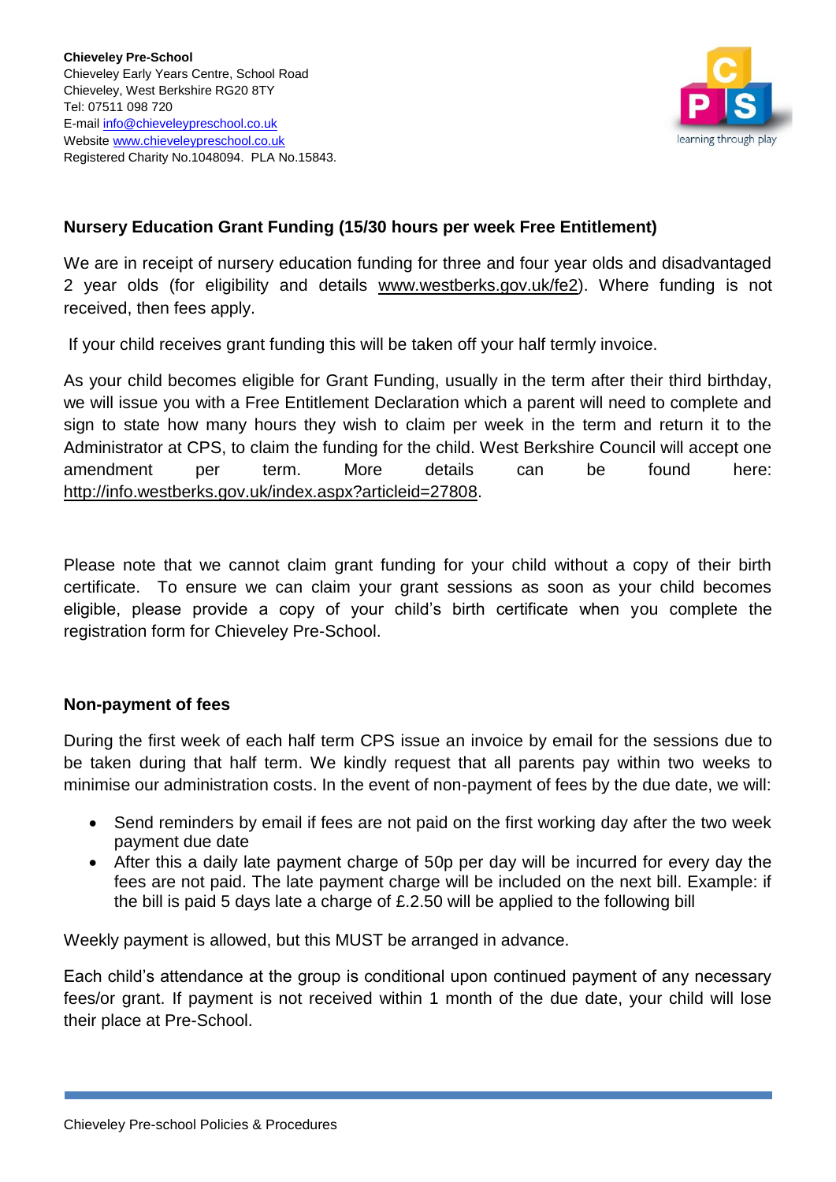**Chieveley Pre-School**
Chieveley Early Years Centre, School Road
Chieveley, West Berkshire RG20 8TY
Tel: 07511 098 720
E-mail info@chieveleypreschool.co.uk
Website www.chieveleypreschool.co.uk
Registered Charity No.1048094. PLA No.15843.

## Nursery Education Grant Funding (15/30 hours per week Free Entitlement)

We are in receipt of nursery education funding for three and four year olds and disadvantaged 2 year olds (for eligibility and details www.westberks.gov.uk/fe2). Where funding is not received, then fees apply.

If your child receives grant funding this will be taken off your half termly invoice.

As your child becomes eligible for Grant Funding, usually in the term after their third birthday, we will issue you with a Free Entitlement Declaration which a parent will need to complete and sign to state how many hours they wish to claim per week in the term and return it to the Administrator at CPS, to claim the funding for the child. West Berkshire Council will accept one amendment per term. More details can be found here: http://info.westberks.gov.uk/index.aspx?articleid=27808.

Please note that we cannot claim grant funding for your child without a copy of their birth certificate. To ensure we can claim your grant sessions as soon as your child becomes eligible, please provide a copy of your child's birth certificate when you complete the registration form for Chieveley Pre-School.

## Non-payment of fees

During the first week of each half term CPS issue an invoice by email for the sessions due to be taken during that half term. We kindly request that all parents pay within two weeks to minimise our administration costs. In the event of non-payment of fees by the due date, we will:

- Send reminders by email if fees are not paid on the first working day after the two week payment due date
- After this a daily late payment charge of 50p per day will be incurred for every day the fees are not paid. The late payment charge will be included on the next bill. Example: if the bill is paid 5 days late a charge of £.2.50 will be applied to the following bill

Weekly payment is allowed, but this MUST be arranged in advance.

Each child's attendance at the group is conditional upon continued payment of any necessary fees/or grant. If payment is not received within 1 month of the due date, your child will lose their place at Pre-School.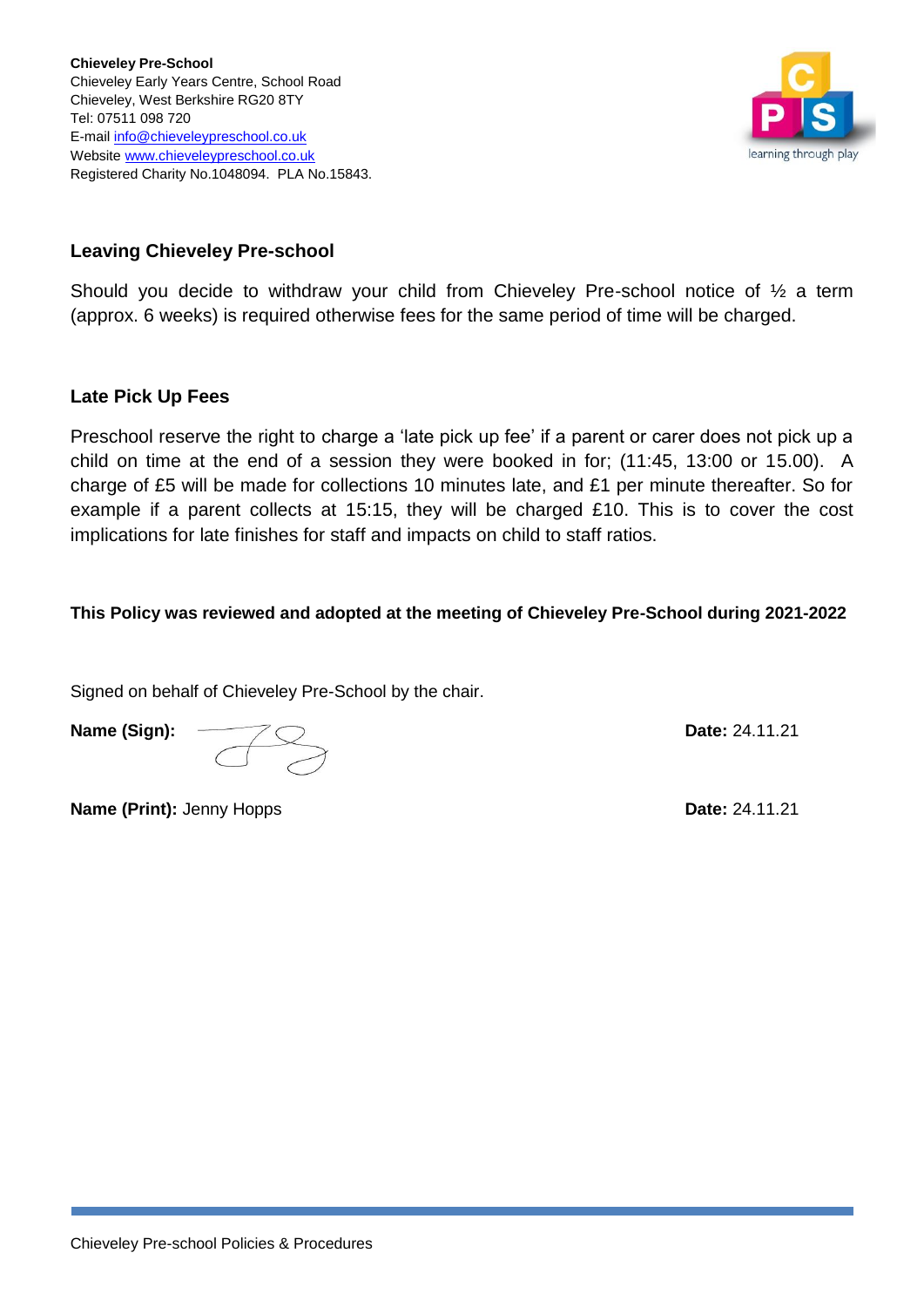**Chieveley Pre-School**
Chieveley Early Years Centre, School Road
Chieveley, West Berkshire RG20 8TY
Tel: 07511 098 720
E-mail info@chieveleypreschool.co.uk
Website www.chieveleypreschool.co.uk
Registered Charity No.1048094. PLA No.15843.

## Leaving Chieveley Pre-school

Should you decide to withdraw your child from Chieveley Pre-school notice of ½ a term (approx. 6 weeks) is required otherwise fees for the same period of time will be charged.

## Late Pick Up Fees

Preschool reserve the right to charge a 'late pick up fee' if a parent or carer does not pick up a child on time at the end of a session they were booked in for; (11:45, 13:00 or 15.00). A charge of £5 will be made for collections 10 minutes late, and £1 per minute thereafter. So for example if a parent collects at 15:15, they will be charged £10. This is to cover the cost implications for late finishes for staff and impacts on child to staff ratios.

**This Policy was reviewed and adopted at the meeting of Chieveley Pre-School during 2021-2022**

Signed on behalf of Chieveley Pre-School by the chair.

**Name (Sign):** **Date:** 24.11.21

**Name (Print):** Jenny Hopps **Date:** 24.11.21